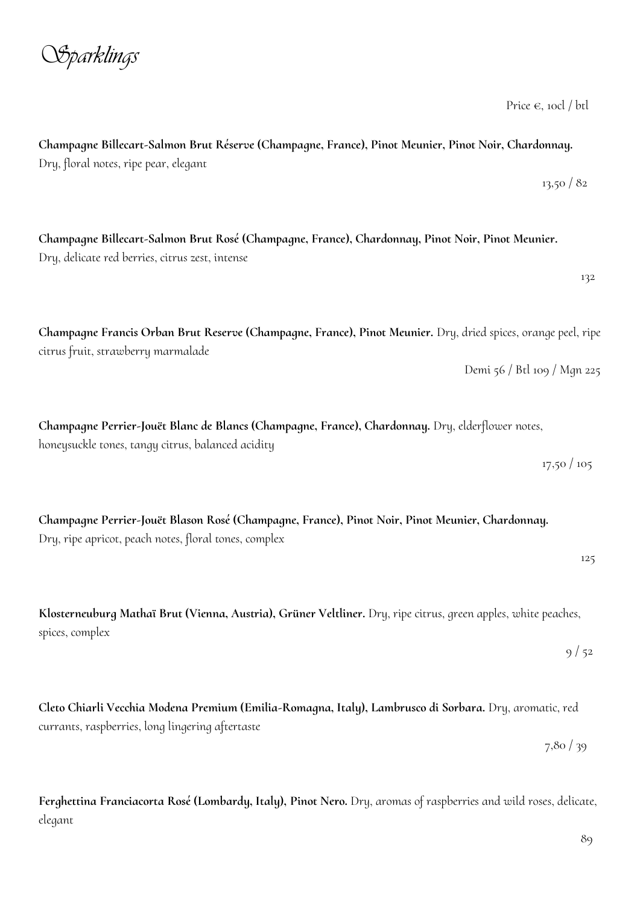# *Sparklings*

Price €, 10cl / btl

**Champagne Billecart-Salmon Brut Réserve (Champagne, France), Pinot Meunier, Pinot Noir, Chardonnay.** Dry, floral notes, ripe pear, elegant

13,50 / 82

**Champagne Billecart-Salmon Brut Rosé (Champagne, France), Chardonnay, Pinot Noir, Pinot Meunier.** Dry, delicate red berries, citrus zest, intense

132

**Champagne Francis Orban Brut Reserve (Champagne, France), Pinot Meunier.** Dry, dried spices, orange peel, ripe citrus fruit, strawberry marmalade

Demi 56 / Btl 109 / Mgn 225

**Champagne Perrier-Jouët Blanc de Blancs (Champagne, France), Chardonnay.** Dry, elderflower notes, honeysuckle tones, tangy citrus, balanced acidity

17,50 / 105

**Champagne Perrier-Jouët Blason Rosé (Champagne, France), Pinot Noir, Pinot Meunier, Chardonnay.** Dry, ripe apricot, peach notes, floral tones, complex

125

**Klosterneuburg Mathaï Brut (Vienna, Austria), Grüner Veltliner.** Dry, ripe citrus, green apples, white peaches, spices, complex

9 / 52

**Cleto Chiarli Vecchia Modena Premium (Emilia-Romagna, Italy), Lambrusco di Sorbara.** Dry, aromatic, red currants, raspberries, long lingering aftertaste

7,80 / 39

**Ferghettina Franciacorta Rosé (Lombardy, Italy), Pinot Nero.** Dry, aromas of raspberries and wild roses, delicate, elegant

89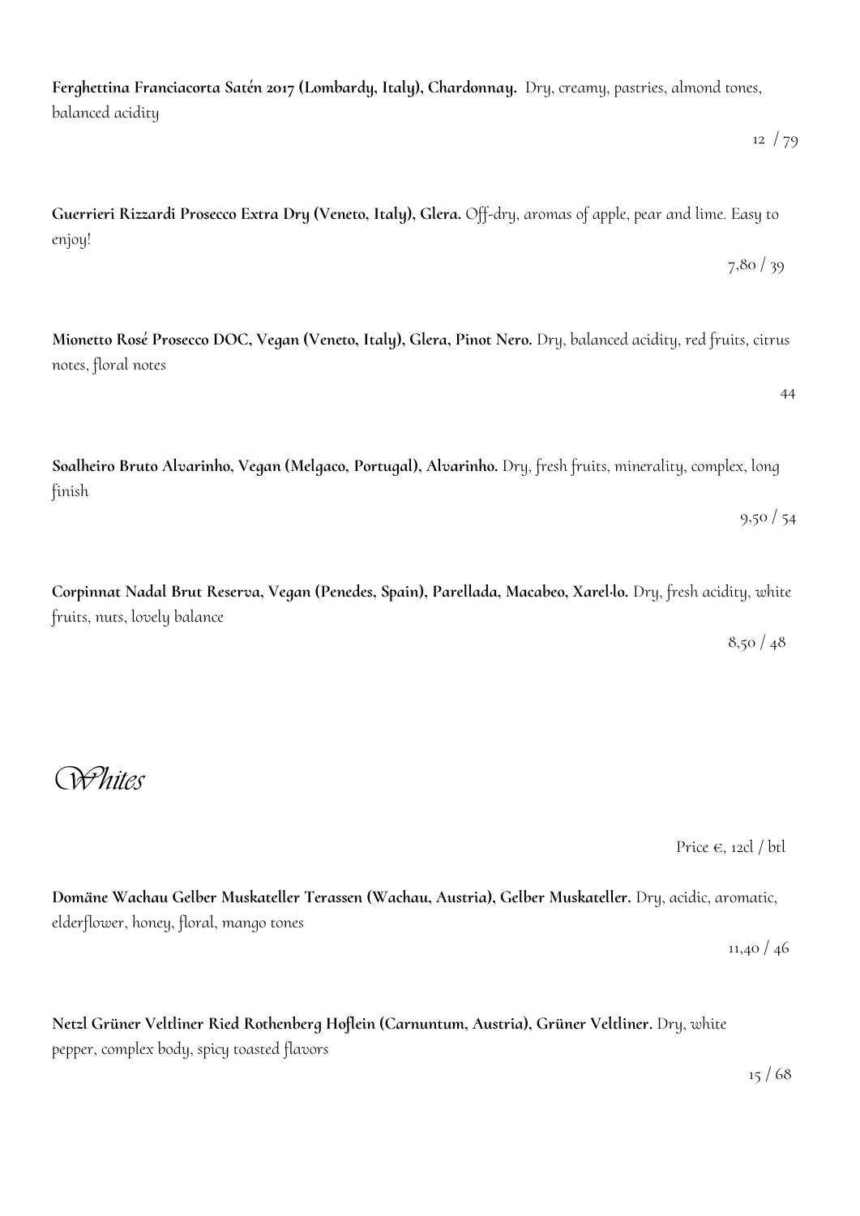**Ferghettina Franciacorta Satén 2017 (Lombardy, Italy), Chardonnay.** Dry, creamy, pastries, almond tones, balanced acidity

12 / 79

**Guerrieri Rizzardi Prosecco Extra Dry (Veneto, Italy), Glera.** Off-dry, aromas of apple, pear and lime. Easy to enjoy!

7,80 / 39

**Mionetto Rosé Prosecco DOC, Vegan (Veneto, Italy), Glera, Pinot Nero.** Dry, balanced acidity, red fruits, citrus notes, floral notes

44

**Soalheiro Bruto Alvarinho, Vegan (Melgaco, Portugal), Alvarinho.** Dry, fresh fruits, minerality, complex, long finish

9,50 / 54

**Corpinnat Nadal Brut Reserva, Vegan (Penedes, Spain), Parellada, Macabeo, Xarel·lo.** Dry, fresh acidity, white fruits, nuts, lovely balance

8,50 / 48

# *Whites*

Price €, 12cl / btl

**Domäne Wachau Gelber Muskateller Terassen (Wachau, Austria), Gelber Muskateller.** Dry, acidic, aromatic, elderflower, honey, floral, mango tones

11,40 / 46

**Netzl Grüner Veltliner Ried Rothenberg Hoflein (Carnuntum, Austria), Grüner Veltliner.** Dry, white pepper, complex body, spicy toasted flavors

15 / 68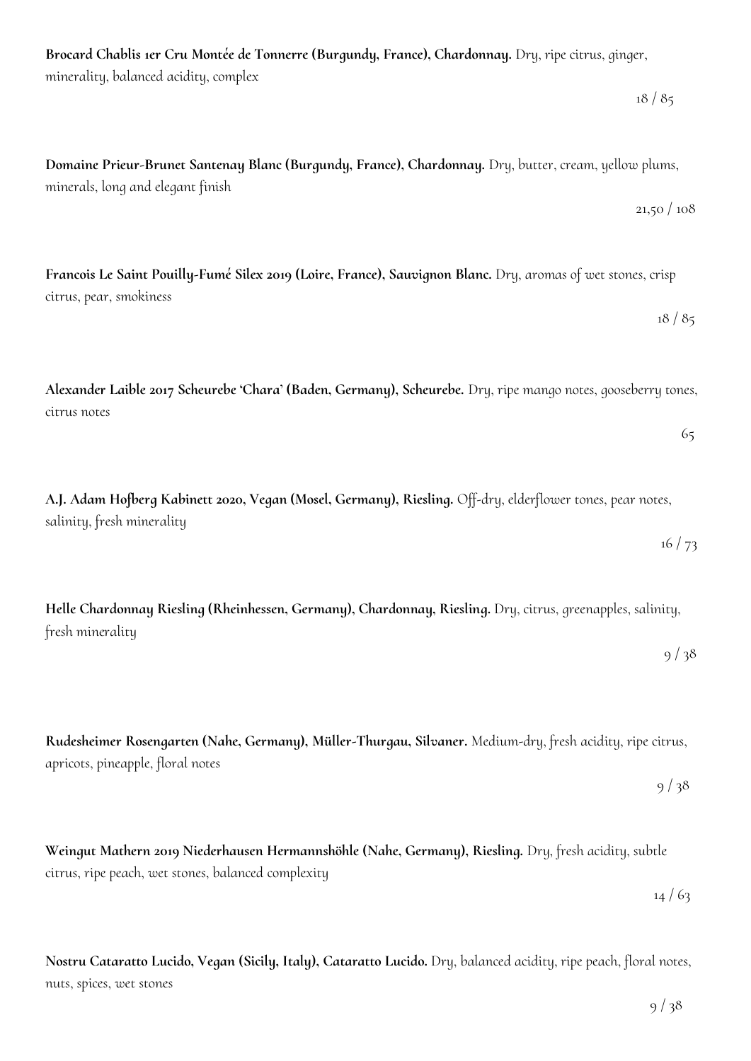**Brocard Chablis 1er Cru Montée de Tonnerre (Burgundy, France), Chardonnay.** Dry, ripe citrus, ginger, minerality, balanced acidity, complex

18 / 85

**Domaine Prieur-Brunet Santenay Blanc (Burgundy, France), Chardonnay.** Dry, butter, cream, yellow plums, minerals, long and elegant finish

21,50 / 108

**Francois Le Saint Pouilly-Fumé Silex 2019 (Loire, France), Sauvignon Blanc.** Dry, aromas of wet stones, crisp citrus, pear, smokiness

18 / 85

**Alexander Laible 2017 Scheurebe 'Chara' (Baden, Germany), Scheurebe.** Dry, ripe mango notes, gooseberry tones, citrus notes

65

**A.J. Adam Hofberg Kabinett 2020, Vegan (Mosel, Germany), Riesling.** Off-dry, elderflower tones, pear notes, salinity, fresh minerality

16 / 73

**Helle Chardonnay Riesling (Rheinhessen, Germany), Chardonnay, Riesling.** Dry, citrus, greenapples, salinity, fresh minerality

9 / 38

**Rudesheimer Rosengarten (Nahe, Germany), Müller-Thurgau, Silvaner.** Medium-dry, fresh acidity, ripe citrus, apricots, pineapple, floral notes

9 / 38

**Weingut Mathern 2019 Niederhausen Hermannshöhle (Nahe, Germany), Riesling.** Dry, fresh acidity, subtle citrus, ripe peach, wet stones, balanced complexity

14 / 63

**Nostru Cataratto Lucido, Vegan (Sicily, Italy), Cataratto Lucido.** Dry, balanced acidity, ripe peach, floral notes, nuts, spices, wet stones

9 / 38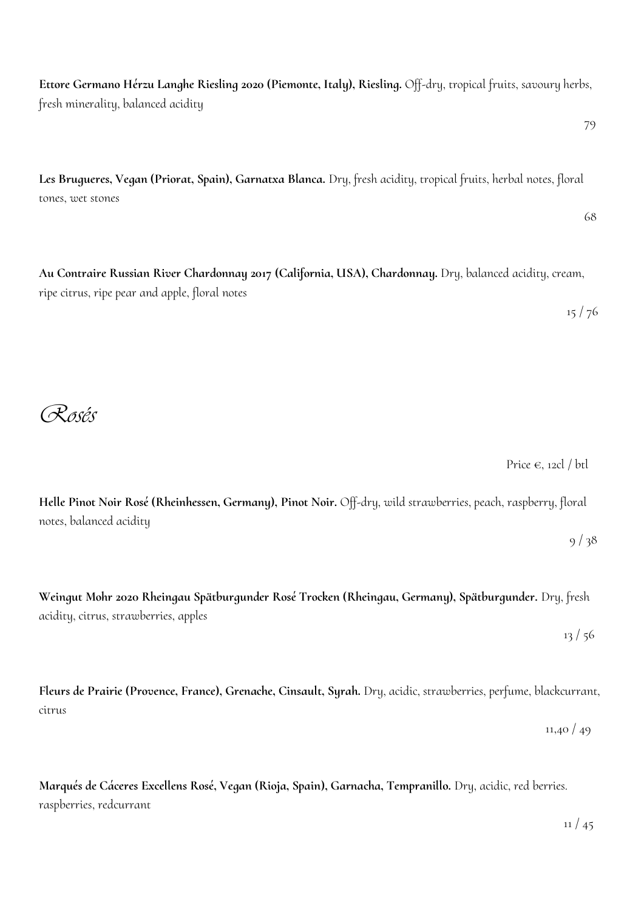**Ettore Germano Hérzu Langhe Riesling 2020 (Piemonte, Italy), Riesling.** Off-dry, tropical fruits, savoury herbs, fresh minerality, balanced acidity

79

**Les Brugueres, Vegan (Priorat, Spain), Garnatxa Blanca.** Dry, fresh acidity, tropical fruits, herbal notes, floral tones, wet stones

68

**Au Contraire Russian River Chardonnay 2017 (California, USA), Chardonnay.** Dry, balanced acidity, cream, ripe citrus, ripe pear and apple, floral notes

15 / 76

## *Rosés*

Price €, 12cl / btl

**Helle Pinot Noir Rosé (Rheinhessen, Germany), Pinot Noir.** Off-dry, wild strawberries, peach, raspberry, floral notes, balanced acidity

9 / 38

**Weingut Mohr 2020 Rheingau Spätburgunder Rosé Trocken (Rheingau, Germany), Spätburgunder.** Dry, fresh acidity, citrus, strawberries, apples

13 / 56

**Fleurs de Prairie (Provence, France), Grenache, Cinsault, Syrah.** Dry, acidic, strawberries, perfume, blackcurrant, citrus

11,40 / 49

**Marqués de Cáceres Excellens Rosé, Vegan (Rioja, Spain), Garnacha, Tempranillo.** Dry, acidic, red berries. raspberries, redcurrant

11 / 45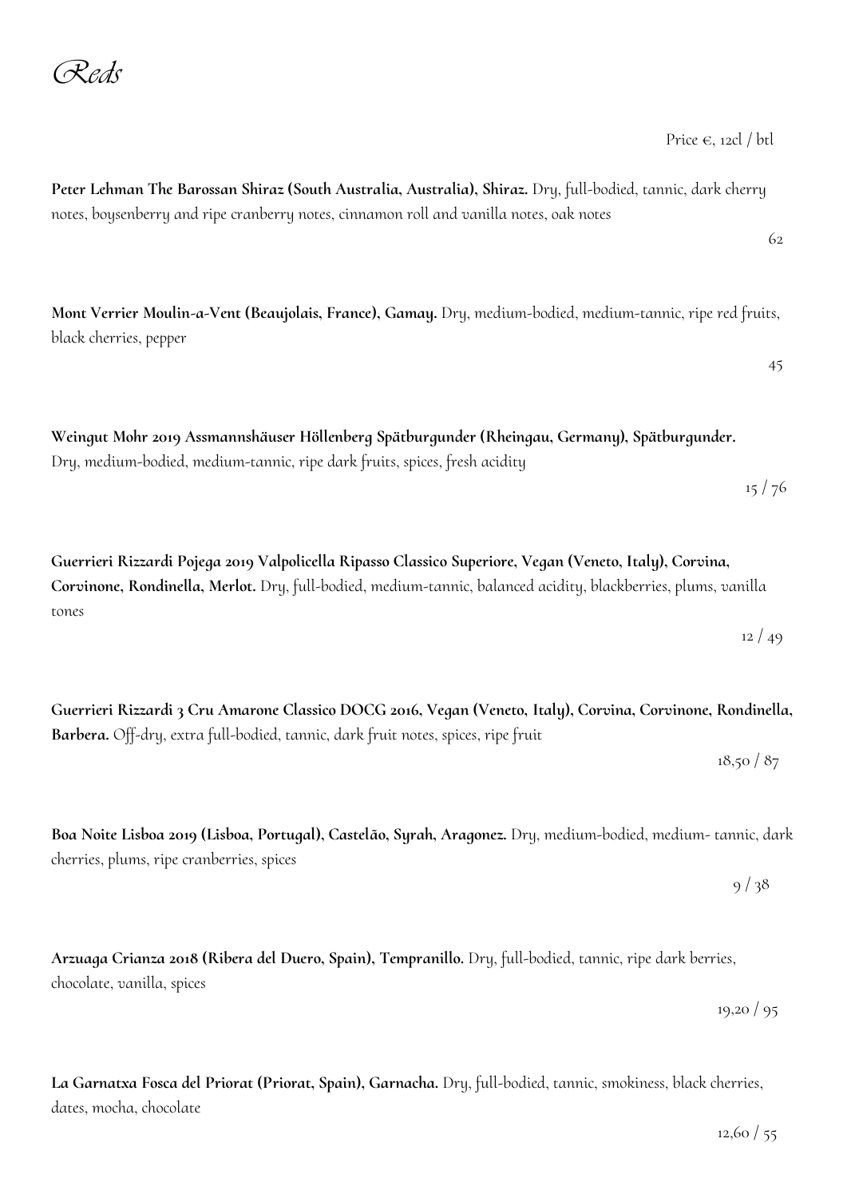# Reds

Price €, 12cl / btl

**Peter Lehman The Barossan Shiraz (South Australia, Australia), Shiraz.** Dry, full-bodied, tannic, dark cherry notes, boysenberry and ripe cranberry notes, cinnamon roll and vanilla notes, oak notes

62

**Mont Verrier Moulin-a-Vent (Beaujolais, France), Gamay.** Dry, medium-bodied, medium-tannic, ripe red fruits, black cherries, pepper

45

**Weingut Mohr 2019 Assmannshäuser Höllenberg Spätburgunder (Rheingau, Germany), Spätburgunder.** Dry, medium-bodied, medium-tannic, ripe dark fruits, spices, fresh acidity

15 / 76

**Guerrieri Rizzardi Pojega 2019 Valpolicella Ripasso Classico Superiore, Vegan (Veneto, Italy), Corvina, Corvinone, Rondinella, Merlot.** Dry, full-bodied, medium-tannic, balanced acidity, blackberries, plums, vanilla tones

12 / 49

**Guerrieri Rizzardi 3 Cru Amarone Classico DOCG 2016, Vegan (Veneto, Italy), Corvina, Corvinone, Rondinella, Barbera.** Off-dry, extra full-bodied, tannic, dark fruit notes, spices, ripe fruit

18,50 / 87

**Boa Noite Lisboa 2019 (Lisboa, Portugal), Castelão, Syrah, Aragonez.** Dry, medium-bodied, medium- tannic, dark cherries, plums, ripe cranberries, spices

9 / 38

**Arzuaga Crianza 2018 (Ribera del Duero, Spain), Tempranillo.** Dry, full-bodied, tannic, ripe dark berries, chocolate, vanilla, spices

19,20 / 95

**La Garnatxa Fosca del Priorat (Priorat, Spain), Garnacha.** Dry, full-bodied, tannic, smokiness, black cherries, dates, mocha, chocolate

12,60 / 55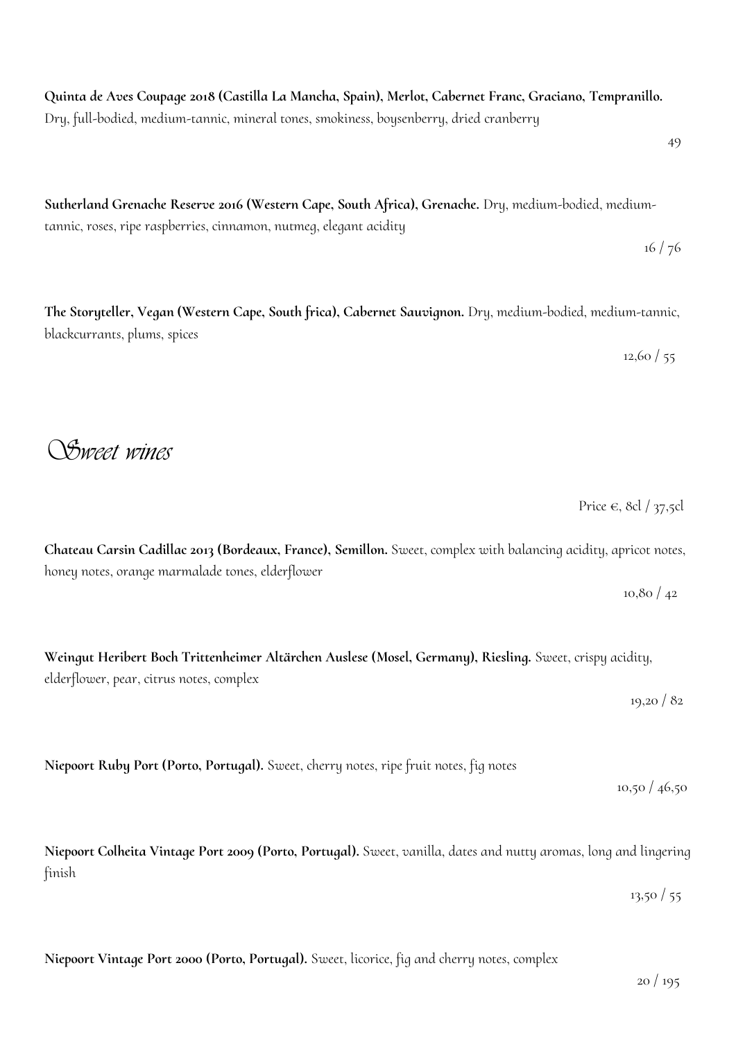**Quinta de Aves Coupage 2018 (Castilla La Mancha, Spain), Merlot, Cabernet Franc, Graciano, Tempranillo.** Dry, full-bodied, medium-tannic, mineral tones, smokiness, boysenberry, dried cranberry

49

**Sutherland Grenache Reserve 2016 (Western Cape, South Africa), Grenache.** Dry, medium-bodied, medium-tannic, roses, ripe raspberries, cinnamon, nutmeg, elegant acidity

16 / 76

**The Storyteller, Vegan (Western Cape, South frica), Cabernet Sauvignon.** Dry, medium-bodied, medium-tannic, blackcurrants, plums, spices

12,60 / 55

## *Sweet wines*

Price €, 8cl / 37,5cl

**Chateau Carsin Cadillac 2013 (Bordeaux, France), Semillon.** Sweet, complex with balancing acidity, apricot notes, honey notes, orange marmalade tones, elderflower

10,80 / 42

**Weingut Heribert Boch Trittenheimer Altärchen Auslese (Mosel, Germany), Riesling.** Sweet, crispy acidity, elderflower, pear, citrus notes, complex

19,20 / 82

**Niepoort Ruby Port (Porto, Portugal).** Sweet, cherry notes, ripe fruit notes, fig notes

10,50 / 46,50

**Niepoort Colheita Vintage Port 2009 (Porto, Portugal).** Sweet, vanilla, dates and nutty aromas, long and lingering finish

13,50 / 55

**Niepoort Vintage Port 2000 (Porto, Portugal).** Sweet, licorice, fig and cherry notes, complex

20 / 195